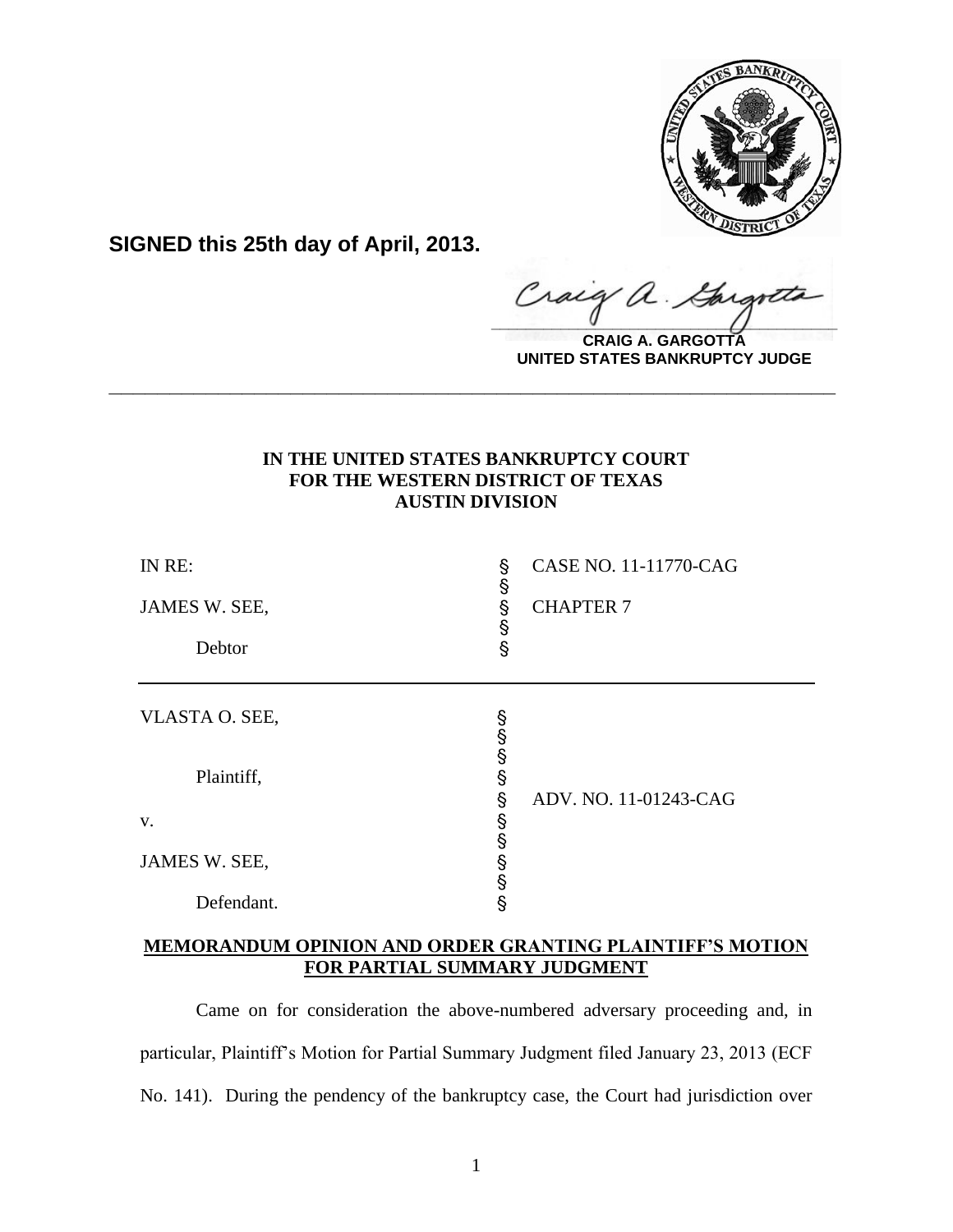**SIGNED this 25th day of April, 2013.**

**CRAIG A. GARGOTTA**
**UNITED STATES BANKRUPTCY JUDGE**

---

**IN THE UNITED STATES BANKRUPTCY COURT**
**FOR THE WESTERN DISTRICT OF TEXAS**
**AUSTIN DIVISION**

| | | |
|---|---|---|
| IN RE: | § | CASE NO. 11-11770-CAG |
| | § | |
| JAMES W. SEE, | § | CHAPTER 7 |
| | § | |
| Debtor | § | |

| | | |
|---|---|---|
| VLASTA O. SEE, | § | |
| | § | |
| | § | |
| Plaintiff, | § | |
| | § | ADV. NO. 11-01243-CAG |
| v. | § | |
| | § | |
| JAMES W. SEE, | § | |
| | § | |
| Defendant. | § | |

**MEMORANDUM OPINION AND ORDER GRANTING PLAINTIFF'S MOTION FOR PARTIAL SUMMARY JUDGMENT**

Came on for consideration the above-numbered adversary proceeding and, in particular, Plaintiff's Motion for Partial Summary Judgment filed January 23, 2013 (ECF No. 141). During the pendency of the bankruptcy case, the Court had jurisdiction over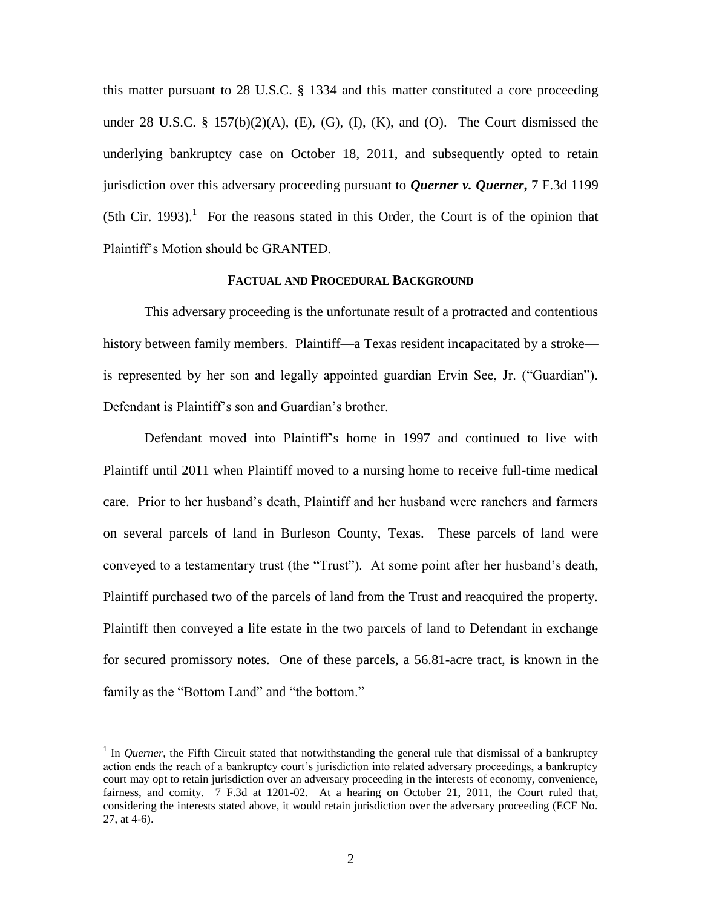this matter pursuant to 28 U.S.C. § 1334 and this matter constituted a core proceeding under 28 U.S.C. § 157(b)(2)(A), (E), (G), (I), (K), and (O). The Court dismissed the underlying bankruptcy case on October 18, 2011, and subsequently opted to retain jurisdiction over this adversary proceeding pursuant to ***Querner v. Querner***, 7 F.3d 1199 (5th Cir. 1993).[1] For the reasons stated in this Order, the Court is of the opinion that Plaintiff's Motion should be GRANTED.

## FACTUAL AND PROCEDURAL BACKGROUND

This adversary proceeding is the unfortunate result of a protracted and contentious history between family members. Plaintiff—a Texas resident incapacitated by a stroke—is represented by her son and legally appointed guardian Ervin See, Jr. ("Guardian"). Defendant is Plaintiff's son and Guardian's brother.

Defendant moved into Plaintiff's home in 1997 and continued to live with Plaintiff until 2011 when Plaintiff moved to a nursing home to receive full-time medical care. Prior to her husband's death, Plaintiff and her husband were ranchers and farmers on several parcels of land in Burleson County, Texas. These parcels of land were conveyed to a testamentary trust (the "Trust"). At some point after her husband's death, Plaintiff purchased two of the parcels of land from the Trust and reacquired the property. Plaintiff then conveyed a life estate in the two parcels of land to Defendant in exchange for secured promissory notes. One of these parcels, a 56.81-acre tract, is known in the family as the "Bottom Land" and "the bottom."

[1] In *Querner*, the Fifth Circuit stated that notwithstanding the general rule that dismissal of a bankruptcy action ends the reach of a bankruptcy court's jurisdiction into related adversary proceedings, a bankruptcy court may opt to retain jurisdiction over an adversary proceeding in the interests of economy, convenience, fairness, and comity. 7 F.3d at 1201-02. At a hearing on October 21, 2011, the Court ruled that, considering the interests stated above, it would retain jurisdiction over the adversary proceeding (ECF No. 27, at 4-6).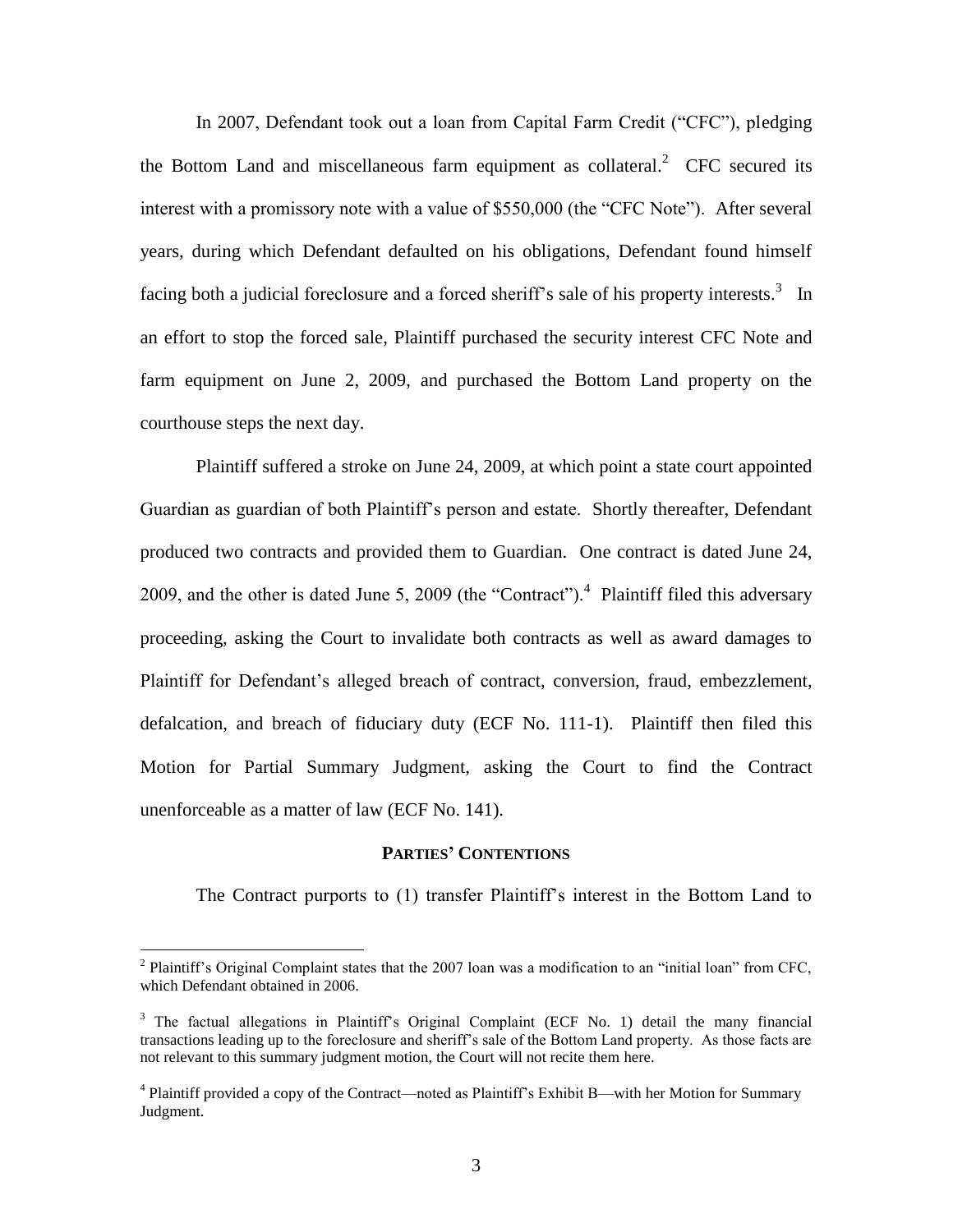In 2007, Defendant took out a loan from Capital Farm Credit ("CFC"), pledging the Bottom Land and miscellaneous farm equipment as collateral.[2] CFC secured its interest with a promissory note with a value of $550,000 (the "CFC Note"). After several years, during which Defendant defaulted on his obligations, Defendant found himself facing both a judicial foreclosure and a forced sheriff's sale of his property interests.[3] In an effort to stop the forced sale, Plaintiff purchased the security interest CFC Note and farm equipment on June 2, 2009, and purchased the Bottom Land property on the courthouse steps the next day.

Plaintiff suffered a stroke on June 24, 2009, at which point a state court appointed Guardian as guardian of both Plaintiff's person and estate. Shortly thereafter, Defendant produced two contracts and provided them to Guardian. One contract is dated June 24, 2009, and the other is dated June 5, 2009 (the "Contract").[4] Plaintiff filed this adversary proceeding, asking the Court to invalidate both contracts as well as award damages to Plaintiff for Defendant's alleged breach of contract, conversion, fraud, embezzlement, defalcation, and breach of fiduciary duty (ECF No. 111-1). Plaintiff then filed this Motion for Partial Summary Judgment, asking the Court to find the Contract unenforceable as a matter of law (ECF No. 141).

## PARTIES' CONTENTIONS

The Contract purports to (1) transfer Plaintiff's interest in the Bottom Land to

---

[2] Plaintiff's Original Complaint states that the 2007 loan was a modification to an "initial loan" from CFC, which Defendant obtained in 2006.

[3] The factual allegations in Plaintiff's Original Complaint (ECF No. 1) detail the many financial transactions leading up to the foreclosure and sheriff's sale of the Bottom Land property. As those facts are not relevant to this summary judgment motion, the Court will not recite them here.

[4] Plaintiff provided a copy of the Contract—noted as Plaintiff's Exhibit B—with her Motion for Summary Judgment.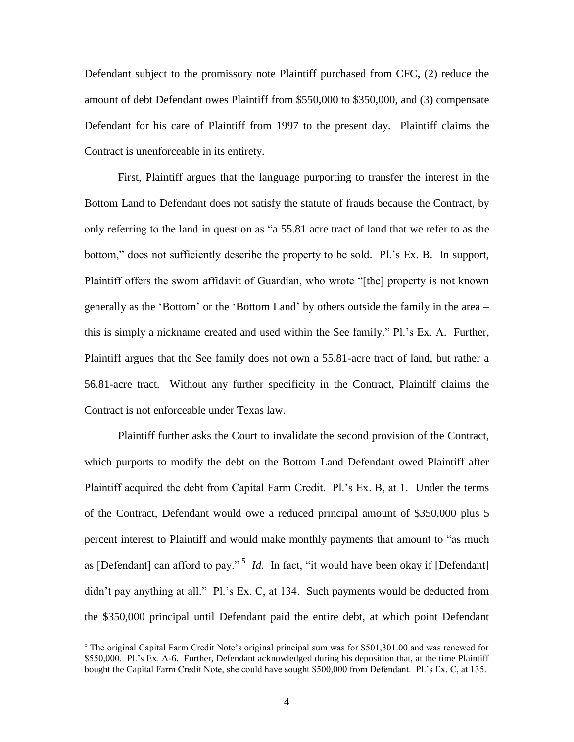Defendant subject to the promissory note Plaintiff purchased from CFC, (2) reduce the amount of debt Defendant owes Plaintiff from $550,000 to $350,000, and (3) compensate Defendant for his care of Plaintiff from 1997 to the present day. Plaintiff claims the Contract is unenforceable in its entirety.

First, Plaintiff argues that the language purporting to transfer the interest in the Bottom Land to Defendant does not satisfy the statute of frauds because the Contract, by only referring to the land in question as "a 55.81 acre tract of land that we refer to as the bottom," does not sufficiently describe the property to be sold. Pl.'s Ex. B. In support, Plaintiff offers the sworn affidavit of Guardian, who wrote "[the] property is not known generally as the 'Bottom' or the 'Bottom Land' by others outside the family in the area – this is simply a nickname created and used within the See family." Pl.'s Ex. A. Further, Plaintiff argues that the See family does not own a 55.81-acre tract of land, but rather a 56.81-acre tract. Without any further specificity in the Contract, Plaintiff claims the Contract is not enforceable under Texas law.

Plaintiff further asks the Court to invalidate the second provision of the Contract, which purports to modify the debt on the Bottom Land Defendant owed Plaintiff after Plaintiff acquired the debt from Capital Farm Credit. Pl.'s Ex. B, at 1. Under the terms of the Contract, Defendant would owe a reduced principal amount of $350,000 plus 5 percent interest to Plaintiff and would make monthly payments that amount to "as much as [Defendant] can afford to pay."[5] *Id.* In fact, "it would have been okay if [Defendant] didn't pay anything at all." Pl.'s Ex. C, at 134. Such payments would be deducted from the $350,000 principal until Defendant paid the entire debt, at which point Defendant

---

[5] The original Capital Farm Credit Note's original principal sum was for $501,301.00 and was renewed for $550,000. Pl.'s Ex. A-6. Further, Defendant acknowledged during his deposition that, at the time Plaintiff bought the Capital Farm Credit Note, she could have sought $500,000 from Defendant. Pl.'s Ex. C, at 135.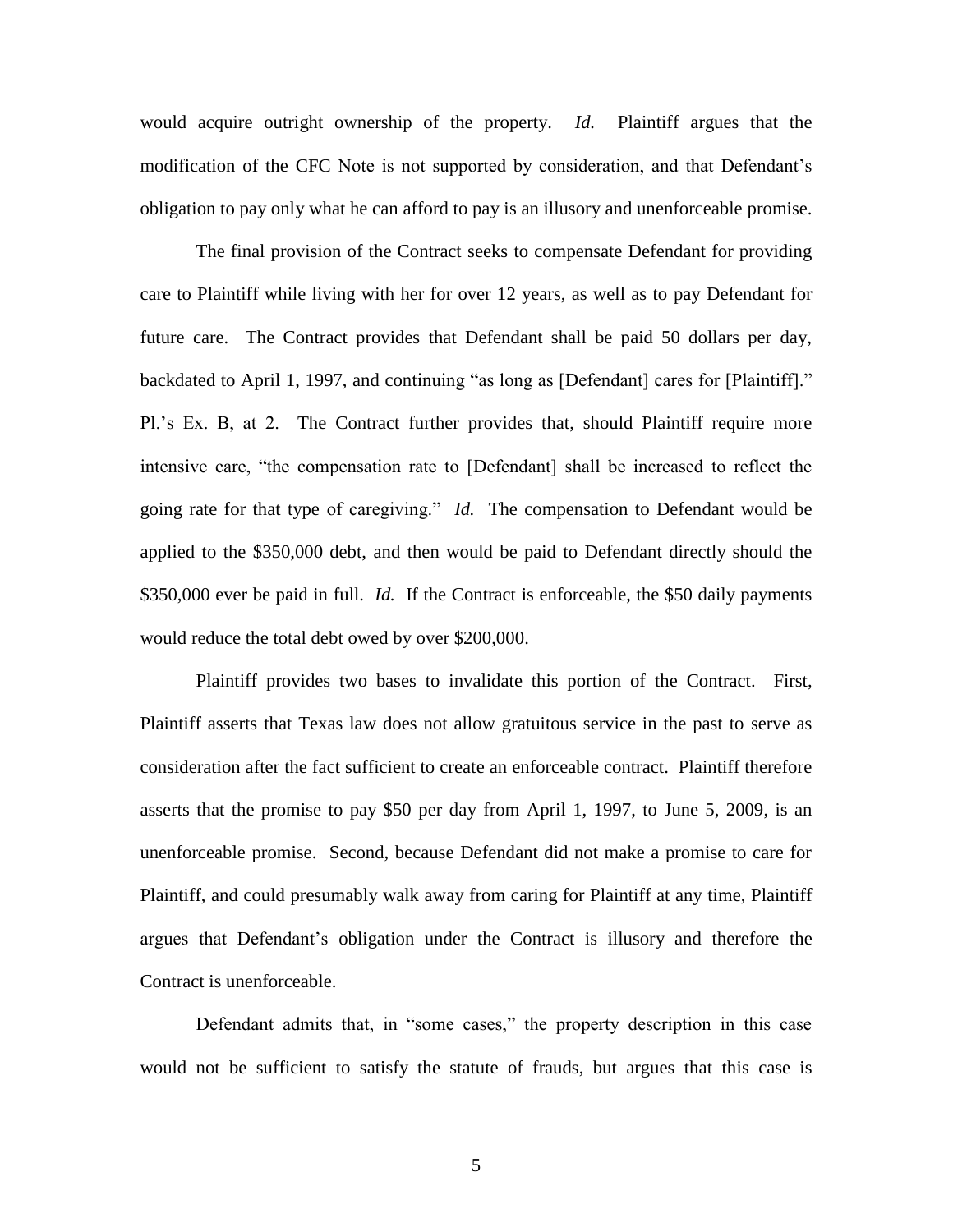would acquire outright ownership of the property. *Id.* Plaintiff argues that the modification of the CFC Note is not supported by consideration, and that Defendant's obligation to pay only what he can afford to pay is an illusory and unenforceable promise.

The final provision of the Contract seeks to compensate Defendant for providing care to Plaintiff while living with her for over 12 years, as well as to pay Defendant for future care. The Contract provides that Defendant shall be paid 50 dollars per day, backdated to April 1, 1997, and continuing "as long as [Defendant] cares for [Plaintiff]." Pl.'s Ex. B, at 2. The Contract further provides that, should Plaintiff require more intensive care, "the compensation rate to [Defendant] shall be increased to reflect the going rate for that type of caregiving." *Id.* The compensation to Defendant would be applied to the $350,000 debt, and then would be paid to Defendant directly should the $350,000 ever be paid in full. *Id.* If the Contract is enforceable, the $50 daily payments would reduce the total debt owed by over $200,000.

Plaintiff provides two bases to invalidate this portion of the Contract. First, Plaintiff asserts that Texas law does not allow gratuitous service in the past to serve as consideration after the fact sufficient to create an enforceable contract. Plaintiff therefore asserts that the promise to pay $50 per day from April 1, 1997, to June 5, 2009, is an unenforceable promise. Second, because Defendant did not make a promise to care for Plaintiff, and could presumably walk away from caring for Plaintiff at any time, Plaintiff argues that Defendant's obligation under the Contract is illusory and therefore the Contract is unenforceable.

Defendant admits that, in "some cases," the property description in this case would not be sufficient to satisfy the statute of frauds, but argues that this case is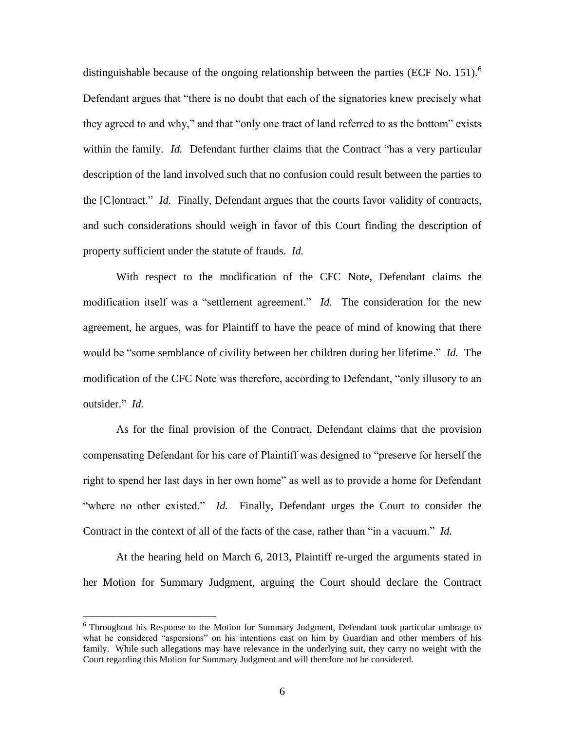distinguishable because of the ongoing relationship between the parties (ECF No. 151).[6] Defendant argues that "there is no doubt that each of the signatories knew precisely what they agreed to and why," and that "only one tract of land referred to as the bottom" exists within the family. *Id.* Defendant further claims that the Contract "has a very particular description of the land involved such that no confusion could result between the parties to the [C]ontract." *Id.* Finally, Defendant argues that the courts favor validity of contracts, and such considerations should weigh in favor of this Court finding the description of property sufficient under the statute of frauds. *Id.*

With respect to the modification of the CFC Note, Defendant claims the modification itself was a "settlement agreement." *Id.* The consideration for the new agreement, he argues, was for Plaintiff to have the peace of mind of knowing that there would be "some semblance of civility between her children during her lifetime." *Id.* The modification of the CFC Note was therefore, according to Defendant, "only illusory to an outsider." *Id.*

As for the final provision of the Contract, Defendant claims that the provision compensating Defendant for his care of Plaintiff was designed to "preserve for herself the right to spend her last days in her own home" as well as to provide a home for Defendant "where no other existed." *Id.* Finally, Defendant urges the Court to consider the Contract in the context of all of the facts of the case, rather than "in a vacuum." *Id.*

At the hearing held on March 6, 2013, Plaintiff re-urged the arguments stated in her Motion for Summary Judgment, arguing the Court should declare the Contract

---

[6] Throughout his Response to the Motion for Summary Judgment, Defendant took particular umbrage to what he considered "aspersions" on his intentions cast on him by Guardian and other members of his family. While such allegations may have relevance in the underlying suit, they carry no weight with the Court regarding this Motion for Summary Judgment and will therefore not be considered.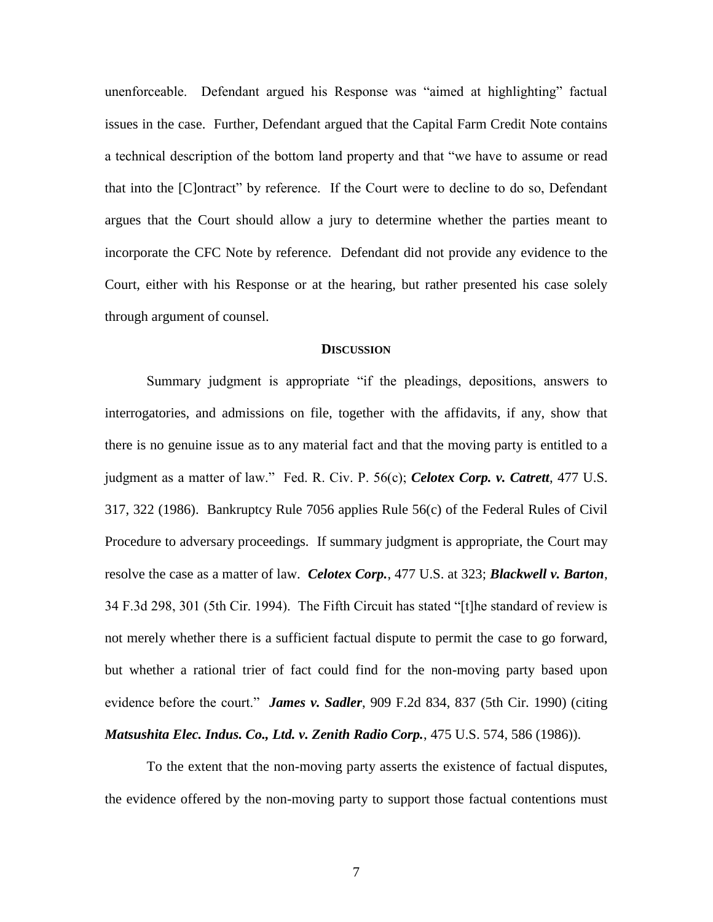unenforceable. Defendant argued his Response was "aimed at highlighting" factual issues in the case. Further, Defendant argued that the Capital Farm Credit Note contains a technical description of the bottom land property and that "we have to assume or read that into the [C]ontract" by reference. If the Court were to decline to do so, Defendant argues that the Court should allow a jury to determine whether the parties meant to incorporate the CFC Note by reference. Defendant did not provide any evidence to the Court, either with his Response or at the hearing, but rather presented his case solely through argument of counsel.

## DISCUSSION

Summary judgment is appropriate "if the pleadings, depositions, answers to interrogatories, and admissions on file, together with the affidavits, if any, show that there is no genuine issue as to any material fact and that the moving party is entitled to a judgment as a matter of law." Fed. R. Civ. P. 56(c); ***Celotex Corp. v. Catrett***, 477 U.S. 317, 322 (1986). Bankruptcy Rule 7056 applies Rule 56(c) of the Federal Rules of Civil Procedure to adversary proceedings. If summary judgment is appropriate, the Court may resolve the case as a matter of law. ***Celotex Corp.***, 477 U.S. at 323; ***Blackwell v. Barton***, 34 F.3d 298, 301 (5th Cir. 1994). The Fifth Circuit has stated "[t]he standard of review is not merely whether there is a sufficient factual dispute to permit the case to go forward, but whether a rational trier of fact could find for the non-moving party based upon evidence before the court." ***James v. Sadler***, 909 F.2d 834, 837 (5th Cir. 1990) (citing ***Matsushita Elec. Indus. Co., Ltd. v. Zenith Radio Corp.***, 475 U.S. 574, 586 (1986)).

To the extent that the non-moving party asserts the existence of factual disputes, the evidence offered by the non-moving party to support those factual contentions must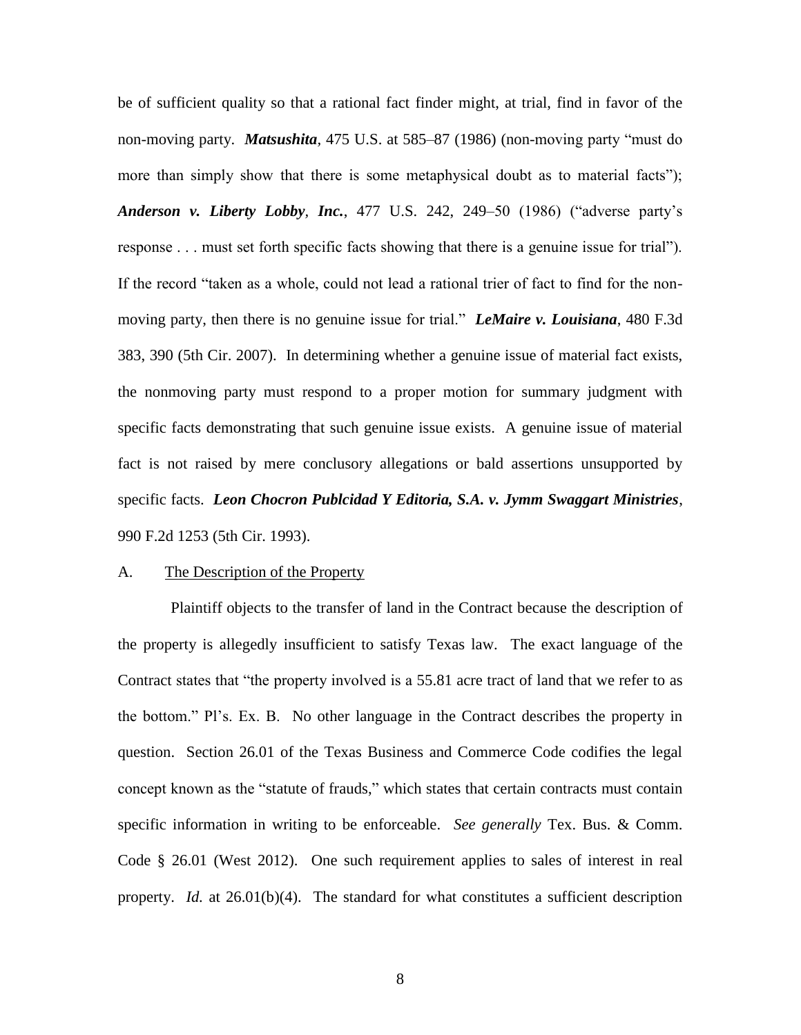be of sufficient quality so that a rational fact finder might, at trial, find in favor of the non-moving party. ***Matsushita***, 475 U.S. at 585–87 (1986) (non-moving party "must do more than simply show that there is some metaphysical doubt as to material facts"); ***Anderson v. Liberty Lobby, Inc.***, 477 U.S. 242, 249–50 (1986) ("adverse party's response . . . must set forth specific facts showing that there is a genuine issue for trial"). If the record "taken as a whole, could not lead a rational trier of fact to find for the non-moving party, then there is no genuine issue for trial." ***LeMaire v. Louisiana***, 480 F.3d 383, 390 (5th Cir. 2007). In determining whether a genuine issue of material fact exists, the nonmoving party must respond to a proper motion for summary judgment with specific facts demonstrating that such genuine issue exists. A genuine issue of material fact is not raised by mere conclusory allegations or bald assertions unsupported by specific facts. ***Leon Chocron Publcidad Y Editoria, S.A. v. Jymm Swaggart Ministries***, 990 F.2d 1253 (5th Cir. 1993).

A. The Description of the Property

Plaintiff objects to the transfer of land in the Contract because the description of the property is allegedly insufficient to satisfy Texas law. The exact language of the Contract states that "the property involved is a 55.81 acre tract of land that we refer to as the bottom." Pl's. Ex. B. No other language in the Contract describes the property in question. Section 26.01 of the Texas Business and Commerce Code codifies the legal concept known as the "statute of frauds," which states that certain contracts must contain specific information in writing to be enforceable. *See generally* Tex. Bus. & Comm. Code § 26.01 (West 2012). One such requirement applies to sales of interest in real property. *Id.* at 26.01(b)(4). The standard for what constitutes a sufficient description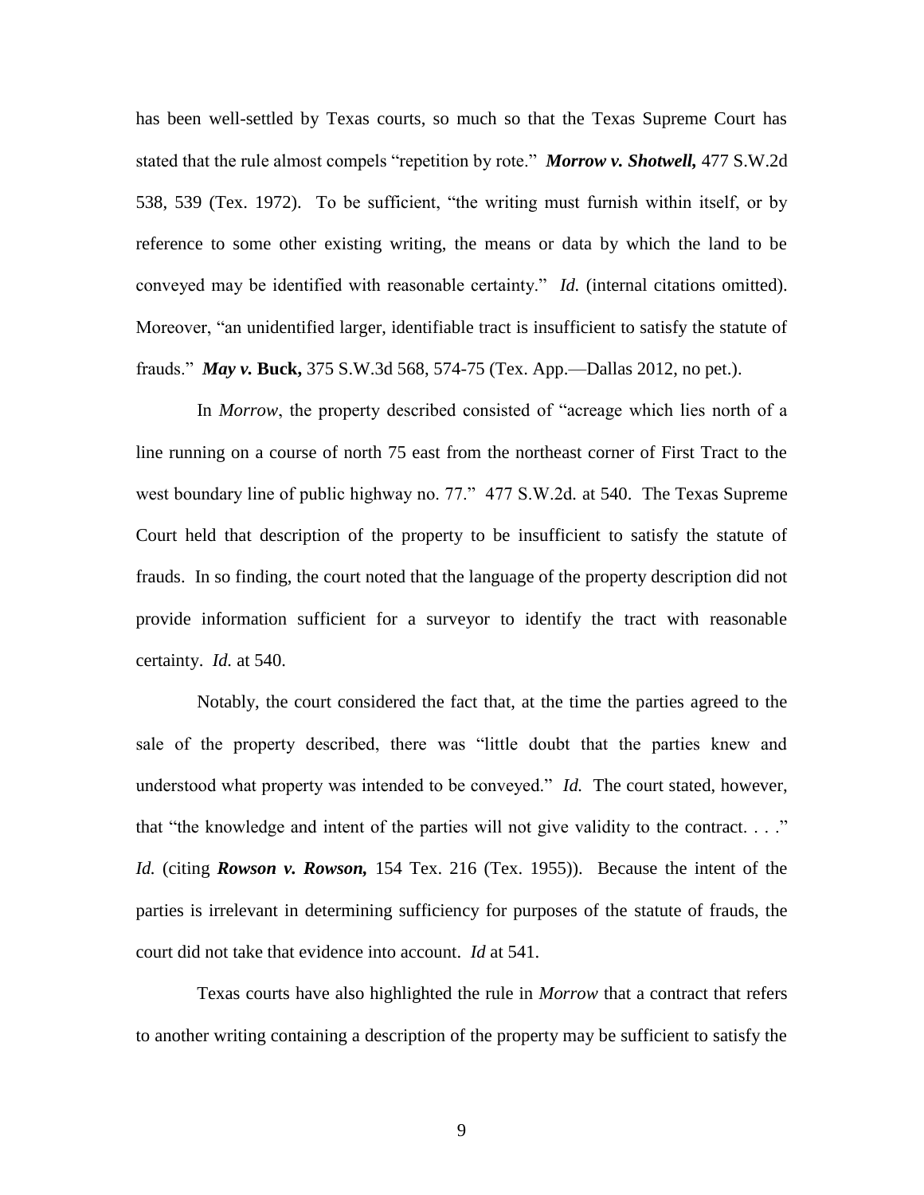has been well-settled by Texas courts, so much so that the Texas Supreme Court has stated that the rule almost compels "repetition by rote." ***Morrow v. Shotwell,*** 477 S.W.2d 538, 539 (Tex. 1972). To be sufficient, "the writing must furnish within itself, or by reference to some other existing writing, the means or data by which the land to be conveyed may be identified with reasonable certainty." *Id.* (internal citations omitted). Moreover, "an unidentified larger, identifiable tract is insufficient to satisfy the statute of frauds." ***May v.*** **Buck,** 375 S.W.3d 568, 574-75 (Tex. App.—Dallas 2012, no pet.).

In *Morrow*, the property described consisted of "acreage which lies north of a line running on a course of north 75 east from the northeast corner of First Tract to the west boundary line of public highway no. 77." 477 S.W.2d. at 540. The Texas Supreme Court held that description of the property to be insufficient to satisfy the statute of frauds. In so finding, the court noted that the language of the property description did not provide information sufficient for a surveyor to identify the tract with reasonable certainty. *Id.* at 540.

Notably, the court considered the fact that, at the time the parties agreed to the sale of the property described, there was "little doubt that the parties knew and understood what property was intended to be conveyed." *Id.* The court stated, however, that "the knowledge and intent of the parties will not give validity to the contract. . . ." *Id.* (citing ***Rowson v. Rowson,*** 154 Tex. 216 (Tex. 1955)). Because the intent of the parties is irrelevant in determining sufficiency for purposes of the statute of frauds, the court did not take that evidence into account. *Id* at 541.

Texas courts have also highlighted the rule in *Morrow* that a contract that refers to another writing containing a description of the property may be sufficient to satisfy the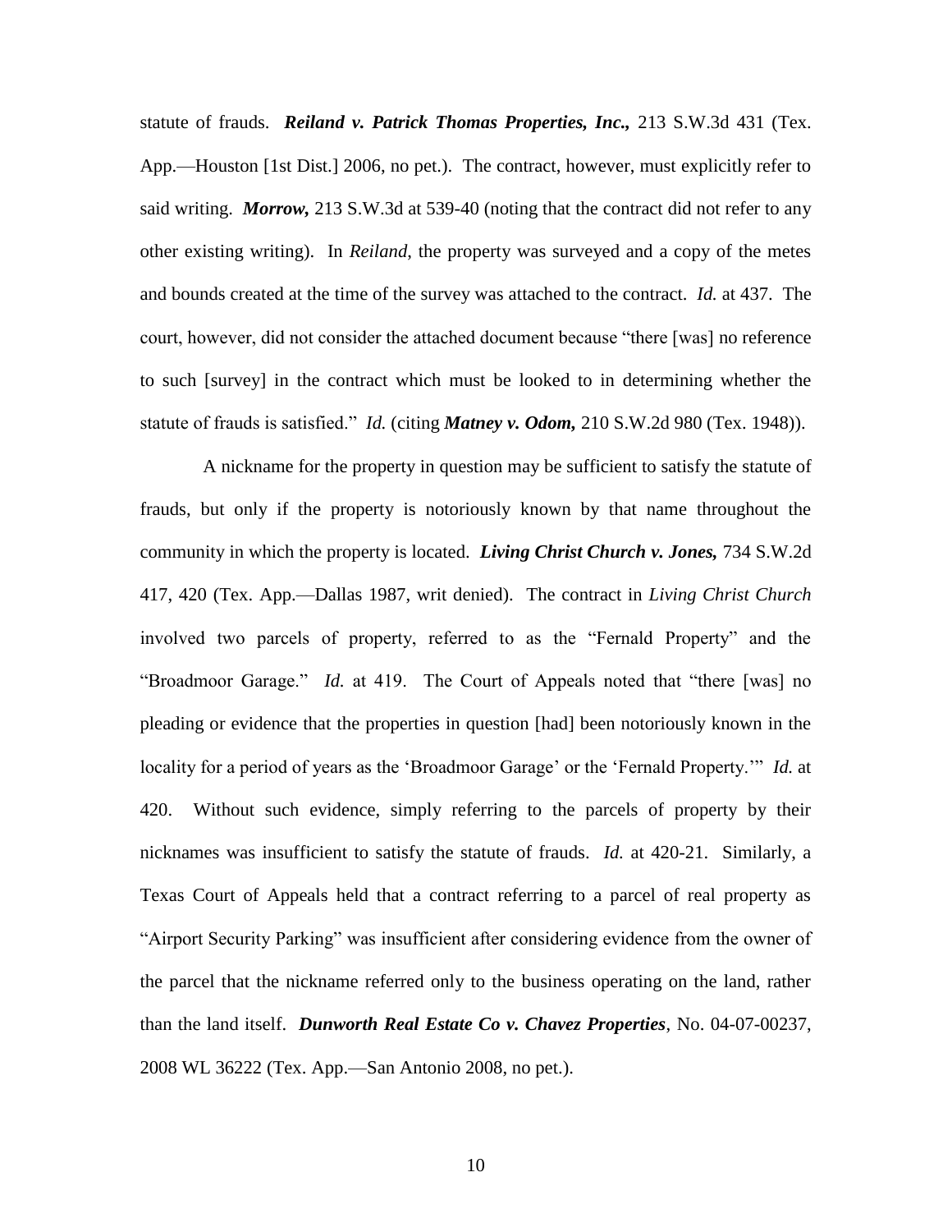statute of frauds. ***Reiland v. Patrick Thomas Properties, Inc.,*** 213 S.W.3d 431 (Tex. App.—Houston [1st Dist.] 2006, no pet.). The contract, however, must explicitly refer to said writing. ***Morrow,*** 213 S.W.3d at 539-40 (noting that the contract did not refer to any other existing writing). In *Reiland*, the property was surveyed and a copy of the metes and bounds created at the time of the survey was attached to the contract. *Id.* at 437. The court, however, did not consider the attached document because "there [was] no reference to such [survey] in the contract which must be looked to in determining whether the statute of frauds is satisfied." *Id.* (citing ***Matney v. Odom,*** 210 S.W.2d 980 (Tex. 1948)).

A nickname for the property in question may be sufficient to satisfy the statute of frauds, but only if the property is notoriously known by that name throughout the community in which the property is located. ***Living Christ Church v. Jones,*** 734 S.W.2d 417, 420 (Tex. App.—Dallas 1987, writ denied). The contract in *Living Christ Church* involved two parcels of property, referred to as the "Fernald Property" and the "Broadmoor Garage." *Id.* at 419. The Court of Appeals noted that "there [was] no pleading or evidence that the properties in question [had] been notoriously known in the locality for a period of years as the 'Broadmoor Garage' or the 'Fernald Property.'" *Id.* at 420. Without such evidence, simply referring to the parcels of property by their nicknames was insufficient to satisfy the statute of frauds. *Id.* at 420-21. Similarly, a Texas Court of Appeals held that a contract referring to a parcel of real property as "Airport Security Parking" was insufficient after considering evidence from the owner of the parcel that the nickname referred only to the business operating on the land, rather than the land itself. ***Dunworth Real Estate Co v. Chavez Properties***, No. 04-07-00237, 2008 WL 36222 (Tex. App.—San Antonio 2008, no pet.).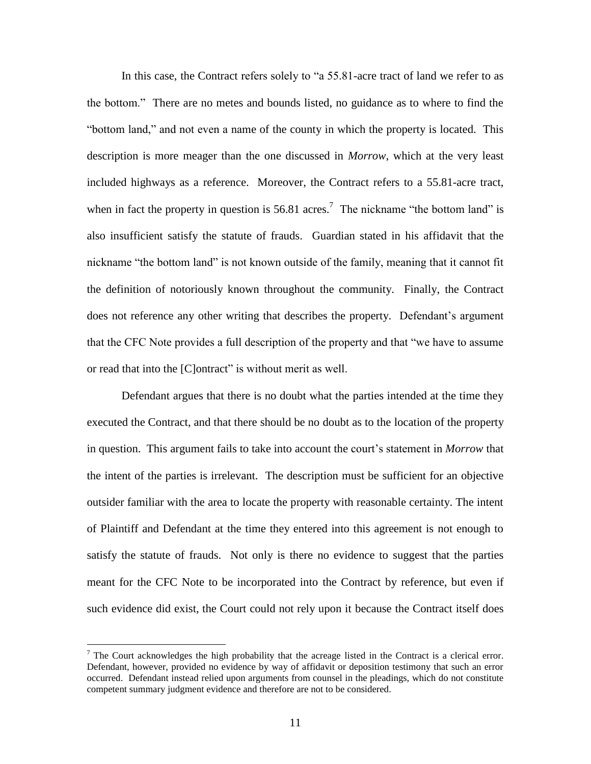In this case, the Contract refers solely to "a 55.81-acre tract of land we refer to as the bottom." There are no metes and bounds listed, no guidance as to where to find the "bottom land," and not even a name of the county in which the property is located. This description is more meager than the one discussed in *Morrow*, which at the very least included highways as a reference. Moreover, the Contract refers to a 55.81-acre tract, when in fact the property in question is 56.81 acres.[7] The nickname "the bottom land" is also insufficient satisfy the statute of frauds. Guardian stated in his affidavit that the nickname "the bottom land" is not known outside of the family, meaning that it cannot fit the definition of notoriously known throughout the community. Finally, the Contract does not reference any other writing that describes the property. Defendant's argument that the CFC Note provides a full description of the property and that "we have to assume or read that into the [C]ontract" is without merit as well.

Defendant argues that there is no doubt what the parties intended at the time they executed the Contract, and that there should be no doubt as to the location of the property in question. This argument fails to take into account the court's statement in *Morrow* that the intent of the parties is irrelevant. The description must be sufficient for an objective outsider familiar with the area to locate the property with reasonable certainty. The intent of Plaintiff and Defendant at the time they entered into this agreement is not enough to satisfy the statute of frauds. Not only is there no evidence to suggest that the parties meant for the CFC Note to be incorporated into the Contract by reference, but even if such evidence did exist, the Court could not rely upon it because the Contract itself does

---

[7] The Court acknowledges the high probability that the acreage listed in the Contract is a clerical error. Defendant, however, provided no evidence by way of affidavit or deposition testimony that such an error occurred. Defendant instead relied upon arguments from counsel in the pleadings, which do not constitute competent summary judgment evidence and therefore are not to be considered.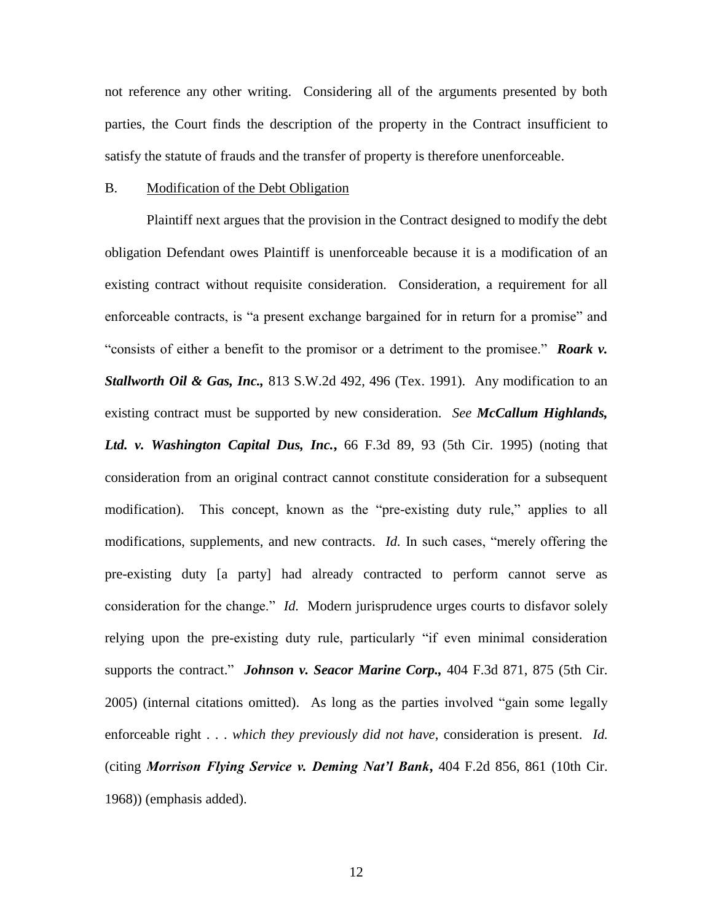not reference any other writing. Considering all of the arguments presented by both parties, the Court finds the description of the property in the Contract insufficient to satisfy the statute of frauds and the transfer of property is therefore unenforceable.

B. Modification of the Debt Obligation

Plaintiff next argues that the provision in the Contract designed to modify the debt obligation Defendant owes Plaintiff is unenforceable because it is a modification of an existing contract without requisite consideration. Consideration, a requirement for all enforceable contracts, is "a present exchange bargained for in return for a promise" and "consists of either a benefit to the promisor or a detriment to the promisee." ***Roark v. Stallworth Oil & Gas, Inc.,*** 813 S.W.2d 492, 496 (Tex. 1991). Any modification to an existing contract must be supported by new consideration. *See* ***McCallum Highlands, Ltd. v. Washington Capital Dus, Inc.***, 66 F.3d 89, 93 (5th Cir. 1995) (noting that consideration from an original contract cannot constitute consideration for a subsequent modification). This concept, known as the "pre-existing duty rule," applies to all modifications, supplements, and new contracts. *Id.* In such cases, "merely offering the pre-existing duty [a party] had already contracted to perform cannot serve as consideration for the change." *Id.* Modern jurisprudence urges courts to disfavor solely relying upon the pre-existing duty rule, particularly "if even minimal consideration supports the contract." ***Johnson v. Seacor Marine Corp.,*** 404 F.3d 871, 875 (5th Cir. 2005) (internal citations omitted). As long as the parties involved "gain some legally enforceable right . . . *which they previously did not have*, consideration is present. *Id.* (citing ***Morrison Flying Service v. Deming Nat'l Bank***, 404 F.2d 856, 861 (10th Cir. 1968)) (emphasis added).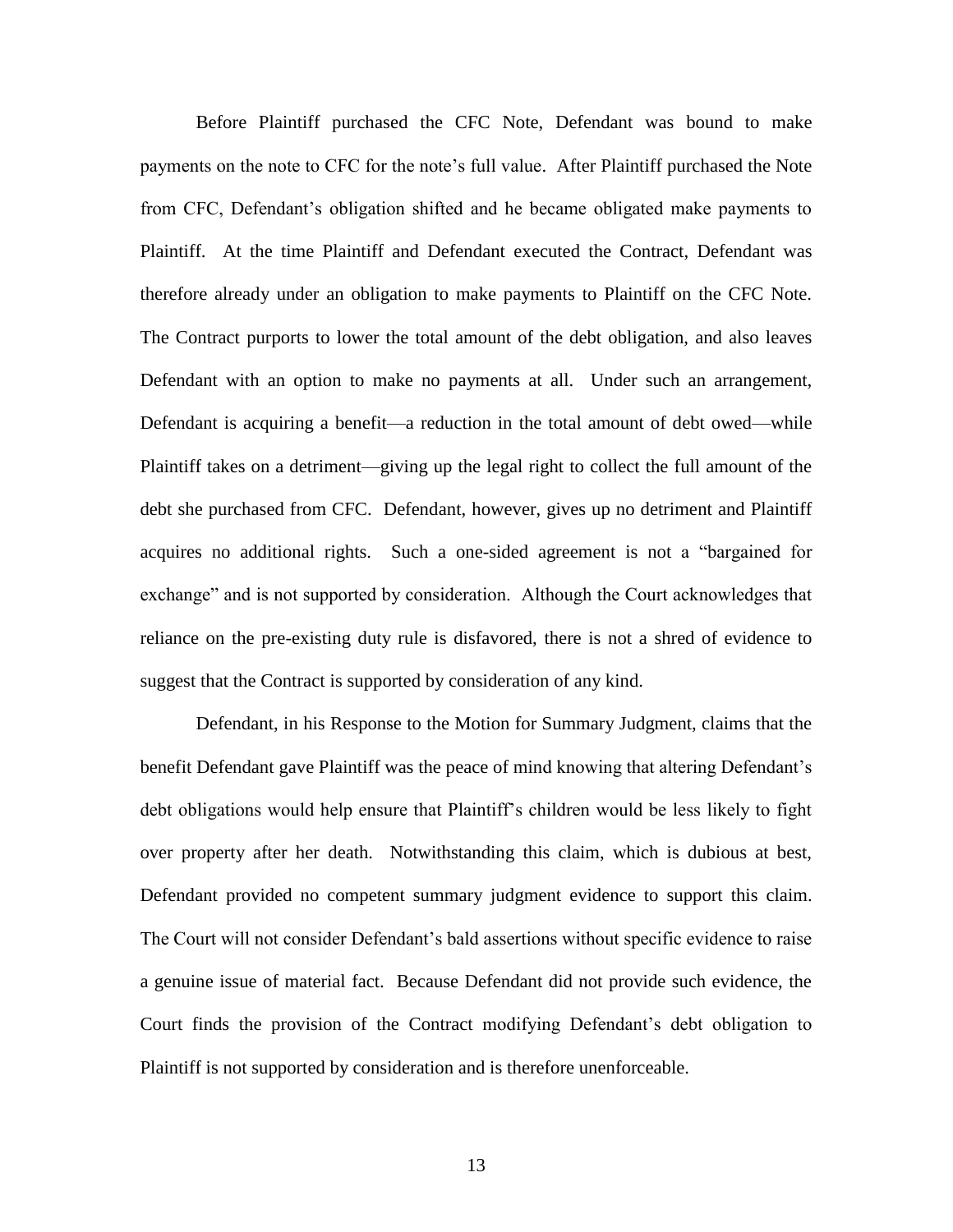Before Plaintiff purchased the CFC Note, Defendant was bound to make payments on the note to CFC for the note's full value. After Plaintiff purchased the Note from CFC, Defendant's obligation shifted and he became obligated make payments to Plaintiff. At the time Plaintiff and Defendant executed the Contract, Defendant was therefore already under an obligation to make payments to Plaintiff on the CFC Note. The Contract purports to lower the total amount of the debt obligation, and also leaves Defendant with an option to make no payments at all. Under such an arrangement, Defendant is acquiring a benefit—a reduction in the total amount of debt owed—while Plaintiff takes on a detriment—giving up the legal right to collect the full amount of the debt she purchased from CFC. Defendant, however, gives up no detriment and Plaintiff acquires no additional rights. Such a one-sided agreement is not a "bargained for exchange" and is not supported by consideration. Although the Court acknowledges that reliance on the pre-existing duty rule is disfavored, there is not a shred of evidence to suggest that the Contract is supported by consideration of any kind.

Defendant, in his Response to the Motion for Summary Judgment, claims that the benefit Defendant gave Plaintiff was the peace of mind knowing that altering Defendant's debt obligations would help ensure that Plaintiff's children would be less likely to fight over property after her death. Notwithstanding this claim, which is dubious at best, Defendant provided no competent summary judgment evidence to support this claim. The Court will not consider Defendant's bald assertions without specific evidence to raise a genuine issue of material fact. Because Defendant did not provide such evidence, the Court finds the provision of the Contract modifying Defendant's debt obligation to Plaintiff is not supported by consideration and is therefore unenforceable.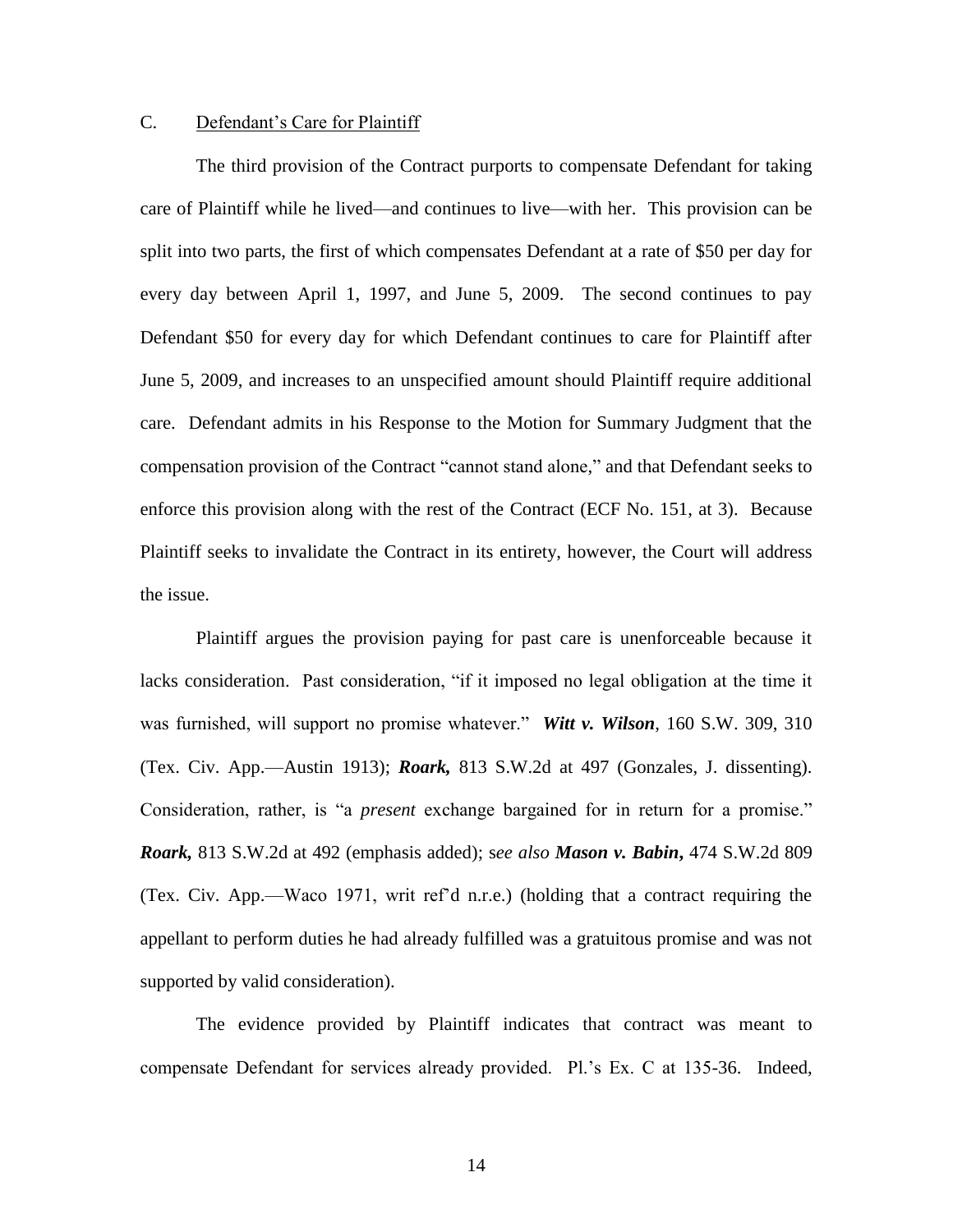### C. Defendant's Care for Plaintiff

The third provision of the Contract purports to compensate Defendant for taking care of Plaintiff while he lived—and continues to live—with her. This provision can be split into two parts, the first of which compensates Defendant at a rate of $50 per day for every day between April 1, 1997, and June 5, 2009. The second continues to pay Defendant $50 for every day for which Defendant continues to care for Plaintiff after June 5, 2009, and increases to an unspecified amount should Plaintiff require additional care. Defendant admits in his Response to the Motion for Summary Judgment that the compensation provision of the Contract "cannot stand alone," and that Defendant seeks to enforce this provision along with the rest of the Contract (ECF No. 151, at 3). Because Plaintiff seeks to invalidate the Contract in its entirety, however, the Court will address the issue.

Plaintiff argues the provision paying for past care is unenforceable because it lacks consideration. Past consideration, "if it imposed no legal obligation at the time it was furnished, will support no promise whatever." ***Witt v. Wilson***, 160 S.W. 309, 310 (Tex. Civ. App.—Austin 1913); ***Roark,*** 813 S.W.2d at 497 (Gonzales, J. dissenting). Consideration, rather, is "a *present* exchange bargained for in return for a promise." ***Roark,*** 813 S.W.2d at 492 (emphasis added); s*ee also* ***Mason v. Babin***, 474 S.W.2d 809 (Tex. Civ. App.—Waco 1971, writ ref'd n.r.e.) (holding that a contract requiring the appellant to perform duties he had already fulfilled was a gratuitous promise and was not supported by valid consideration).

The evidence provided by Plaintiff indicates that contract was meant to compensate Defendant for services already provided. Pl.'s Ex. C at 135-36. Indeed,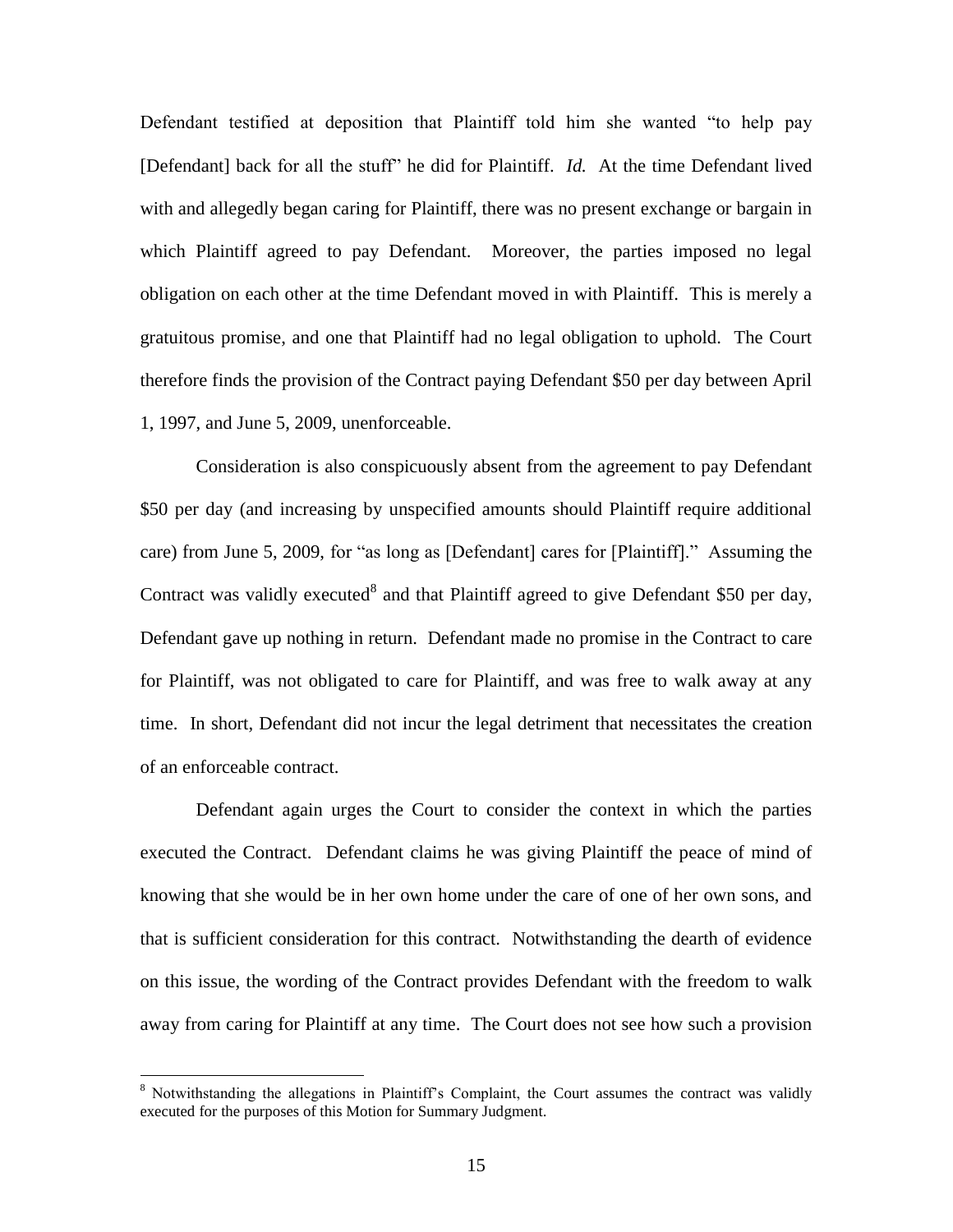Defendant testified at deposition that Plaintiff told him she wanted "to help pay [Defendant] back for all the stuff" he did for Plaintiff. *Id.* At the time Defendant lived with and allegedly began caring for Plaintiff, there was no present exchange or bargain in which Plaintiff agreed to pay Defendant. Moreover, the parties imposed no legal obligation on each other at the time Defendant moved in with Plaintiff. This is merely a gratuitous promise, and one that Plaintiff had no legal obligation to uphold. The Court therefore finds the provision of the Contract paying Defendant $50 per day between April 1, 1997, and June 5, 2009, unenforceable.

Consideration is also conspicuously absent from the agreement to pay Defendant $50 per day (and increasing by unspecified amounts should Plaintiff require additional care) from June 5, 2009, for "as long as [Defendant] cares for [Plaintiff]." Assuming the Contract was validly executed[8] and that Plaintiff agreed to give Defendant $50 per day, Defendant gave up nothing in return. Defendant made no promise in the Contract to care for Plaintiff, was not obligated to care for Plaintiff, and was free to walk away at any time. In short, Defendant did not incur the legal detriment that necessitates the creation of an enforceable contract.

Defendant again urges the Court to consider the context in which the parties executed the Contract. Defendant claims he was giving Plaintiff the peace of mind of knowing that she would be in her own home under the care of one of her own sons, and that is sufficient consideration for this contract. Notwithstanding the dearth of evidence on this issue, the wording of the Contract provides Defendant with the freedom to walk away from caring for Plaintiff at any time. The Court does not see how such a provision

---

[8] Notwithstanding the allegations in Plaintiff's Complaint, the Court assumes the contract was validly executed for the purposes of this Motion for Summary Judgment.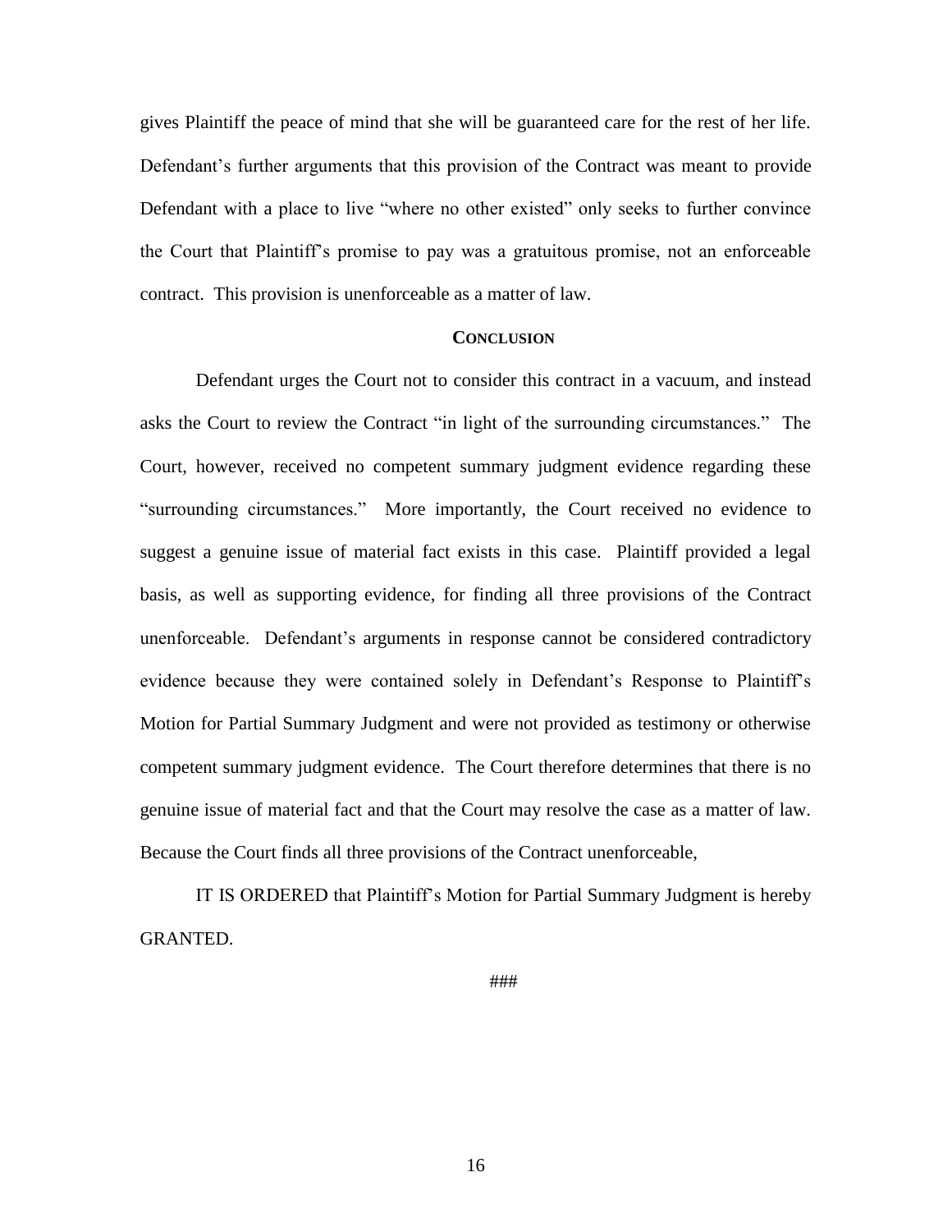gives Plaintiff the peace of mind that she will be guaranteed care for the rest of her life. Defendant's further arguments that this provision of the Contract was meant to provide Defendant with a place to live "where no other existed" only seeks to further convince the Court that Plaintiff's promise to pay was a gratuitous promise, not an enforceable contract. This provision is unenforceable as a matter of law.

## CONCLUSION

Defendant urges the Court not to consider this contract in a vacuum, and instead asks the Court to review the Contract "in light of the surrounding circumstances." The Court, however, received no competent summary judgment evidence regarding these "surrounding circumstances." More importantly, the Court received no evidence to suggest a genuine issue of material fact exists in this case. Plaintiff provided a legal basis, as well as supporting evidence, for finding all three provisions of the Contract unenforceable. Defendant's arguments in response cannot be considered contradictory evidence because they were contained solely in Defendant's Response to Plaintiff's Motion for Partial Summary Judgment and were not provided as testimony or otherwise competent summary judgment evidence. The Court therefore determines that there is no genuine issue of material fact and that the Court may resolve the case as a matter of law. Because the Court finds all three provisions of the Contract unenforceable,

IT IS ORDERED that Plaintiff's Motion for Partial Summary Judgment is hereby GRANTED.

###